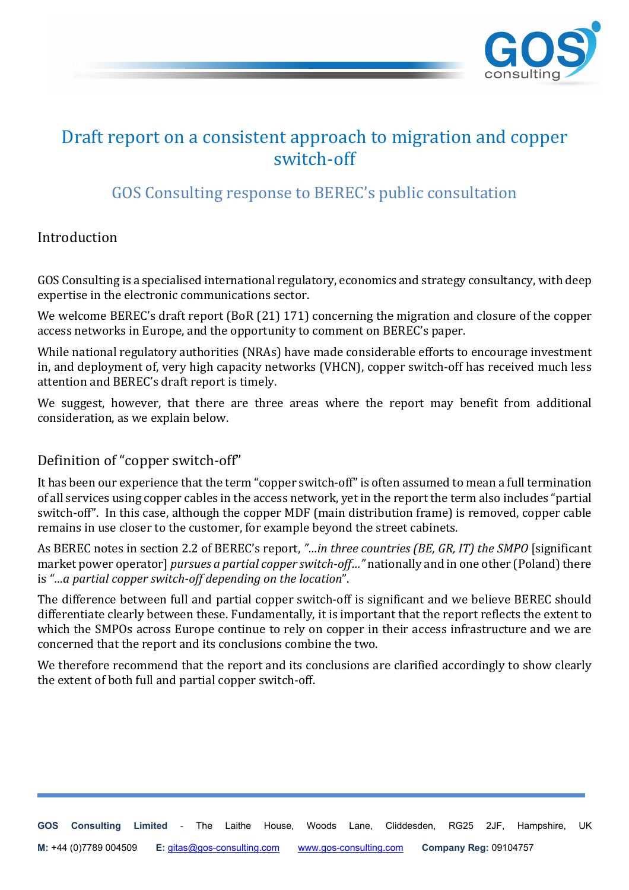# Draft report on a consistent approach to migration and copper switch-off

## GOS Consulting response to BEREC's public consultation

### Introduction

GOS Consulting is a specialised international regulatory, economics and strategy consultancy, with deep expertise in the electronic communications sector.

We welcome BEREC's draft report (BoR (21) 171) concerning the migration and closure of the copper access networks in Europe, and the opportunity to comment on BEREC's paper.

While national regulatory authorities (NRAs) have made considerable efforts to encourage investment in, and deployment of, very high capacity networks (VHCN), copper switch-off has received much less attention and BEREC's draft report is timely.

We suggest, however, that there are three areas where the report may benefit from additional consideration, as we explain below.

### Definition of "copper switch-off"

It has been our experience that the term "copper switch-off" is often assumed to mean a full termination of all services using copper cables in the access network, yet in the report the term also includes "partial switch-off". In this case, although the copper MDF (main distribution frame) is removed, copper cable remains in use closer to the customer, for example beyond the street cabinets.

As BEREC notes in section 2.2 of BEREC's report, *"…in three countries (BE, GR, IT) the SMPO* [significant market power operator] *pursues a partial copper switch-off…"* nationally and in one other (Poland) there is *"…a partial copper switch-off depending on the location*".

The difference between full and partial copper switch-off is significant and we believe BEREC should differentiate clearly between these. Fundamentally, it is important that the report reflects the extent to which the SMPOs across Europe continue to rely on copper in their access infrastructure and we are concerned that the report and its conclusions combine the two.

We therefore recommend that the report and its conclusions are clarified accordingly to show clearly the extent of both full and partial copper switch-off.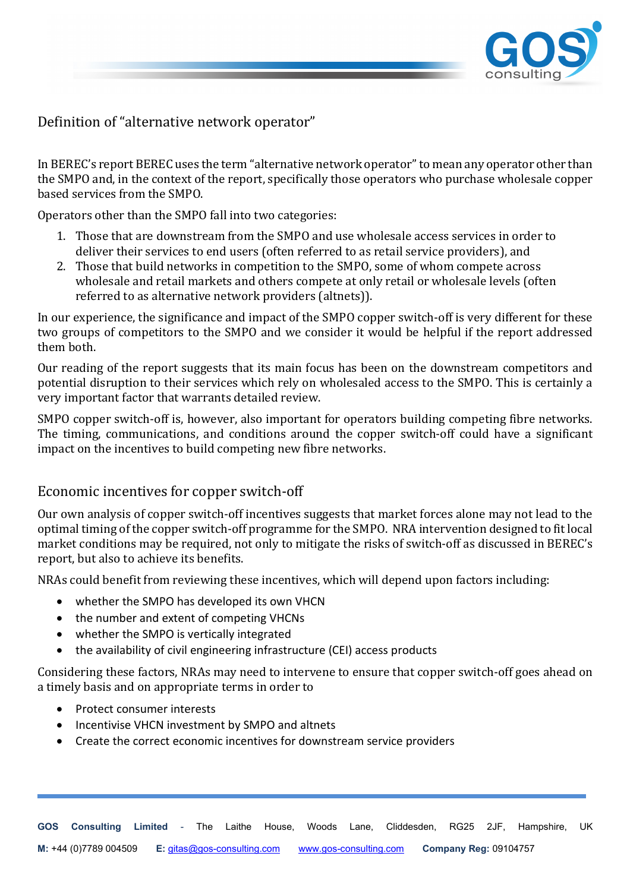## Definition of "alternative network operator"

In BEREC's report BEREC uses the term "alternative network operator" to mean any operator other than the SMPO and, in the context of the report, specifically those operators who purchase wholesale copper based services from the SMPO.

Operators other than the SMPO fall into two categories:

1. Those that are downstream from the SMPO and use wholesale access services in order to deliver their services to end users (often referred to as retail service providers), and
2. Those that build networks in competition to the SMPO, some of whom compete across wholesale and retail markets and others compete at only retail or wholesale levels (often referred to as alternative network providers (altnets)).

In our experience, the significance and impact of the SMPO copper switch-off is very different for these two groups of competitors to the SMPO and we consider it would be helpful if the report addressed them both.

Our reading of the report suggests that its main focus has been on the downstream competitors and potential disruption to their services which rely on wholesaled access to the SMPO. This is certainly a very important factor that warrants detailed review.

SMPO copper switch-off is, however, also important for operators building competing fibre networks. The timing, communications, and conditions around the copper switch-off could have a significant impact on the incentives to build competing new fibre networks.

## Economic incentives for copper switch-off

Our own analysis of copper switch-off incentives suggests that market forces alone may not lead to the optimal timing of the copper switch-off programme for the SMPO. NRA intervention designed to fit local market conditions may be required, not only to mitigate the risks of switch-off as discussed in BEREC's report, but also to achieve its benefits.

NRAs could benefit from reviewing these incentives, which will depend upon factors including:

- whether the SMPO has developed its own VHCN
- the number and extent of competing VHCNs
- whether the SMPO is vertically integrated
- the availability of civil engineering infrastructure (CEI) access products

Considering these factors, NRAs may need to intervene to ensure that copper switch-off goes ahead on a timely basis and on appropriate terms in order to

- Protect consumer interests
- Incentivise VHCN investment by SMPO and altnets
- Create the correct economic incentives for downstream service providers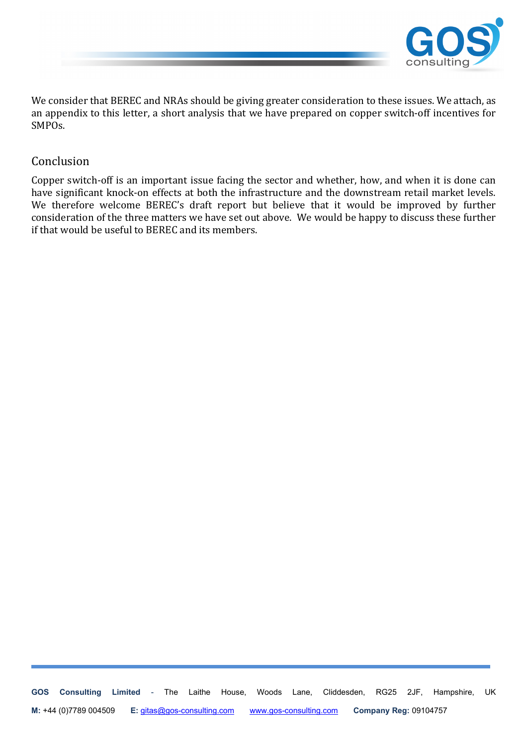We consider that BEREC and NRAs should be giving greater consideration to these issues. We attach, as an appendix to this letter, a short analysis that we have prepared on copper switch-off incentives for SMPOs.

## Conclusion

Copper switch-off is an important issue facing the sector and whether, how, and when it is done can have significant knock-on effects at both the infrastructure and the downstream retail market levels. We therefore welcome BEREC's draft report but believe that it would be improved by further consideration of the three matters we have set out above. We would be happy to discuss these further if that would be useful to BEREC and its members.